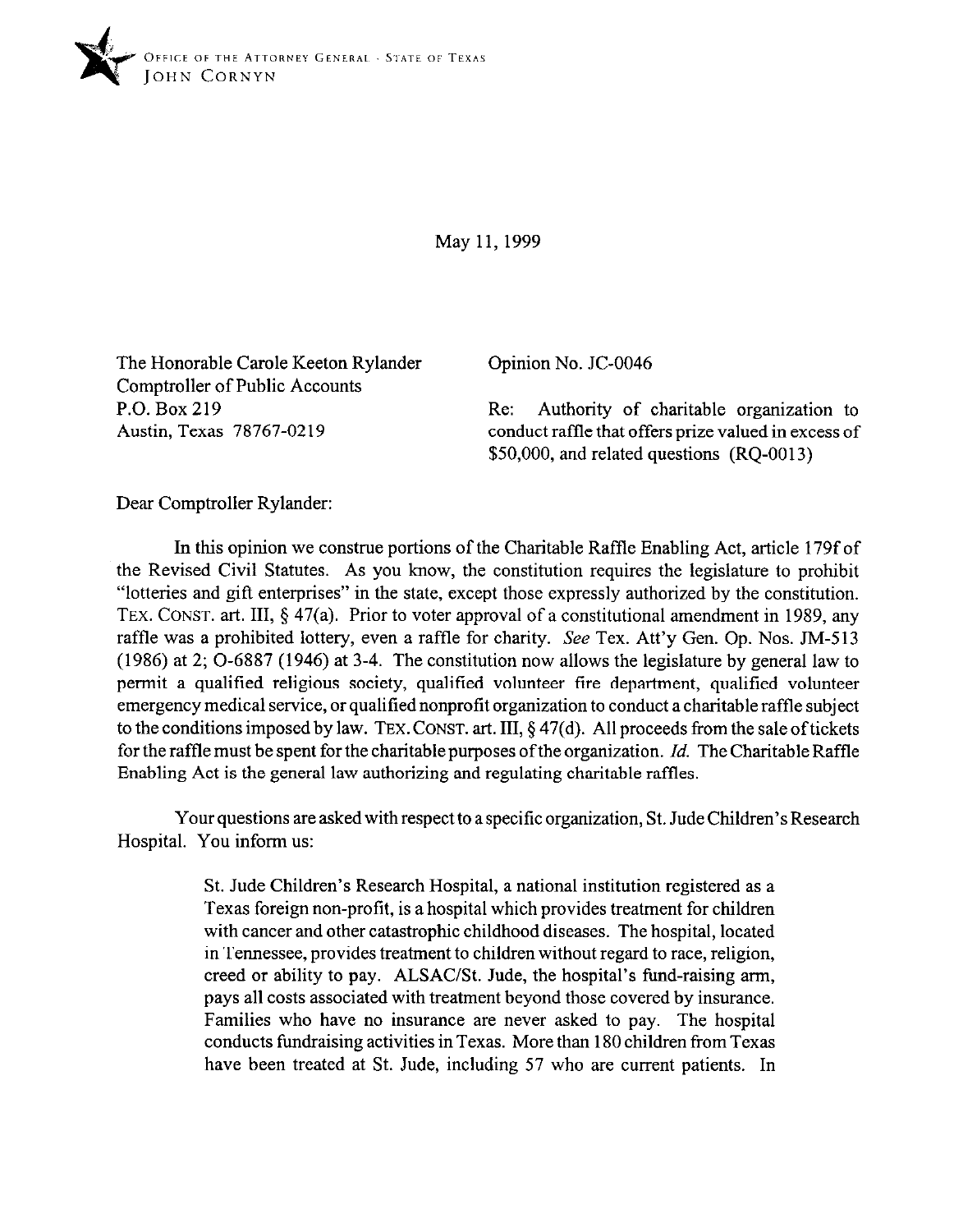OFFICE OF THE ATTORNEY GENERAL · STATE OF TEXAS
JOHN CORNYN

May 11, 1999

The Honorable Carole Keeton Rylander
Comptroller of Public Accounts
P.O. Box 219
Austin, Texas 78767-0219

Opinion No. JC-0046

Re: Authority of charitable organization to conduct raffle that offers prize valued in excess of $50,000, and related questions (RQ-0013)

Dear Comptroller Rylander:

In this opinion we construe portions of the Charitable Raffle Enabling Act, article 179f of the Revised Civil Statutes. As you know, the constitution requires the legislature to prohibit "lotteries and gift enterprises" in the state, except those expressly authorized by the constitution. TEX. CONST. art. III, § 47(a). Prior to voter approval of a constitutional amendment in 1989, any raffle was a prohibited lottery, even a raffle for charity. *See* Tex. Att'y Gen. Op. Nos. JM-513 (1986) at 2; O-6887 (1946) at 3-4. The constitution now allows the legislature by general law to permit a qualified religious society, qualified volunteer fire department, qualified volunteer emergency medical service, or qualified nonprofit organization to conduct a charitable raffle subject to the conditions imposed by law. TEX. CONST. art. III, § 47(d). All proceeds from the sale of tickets for the raffle must be spent for the charitable purposes of the organization. *Id.* The Charitable Raffle Enabling Act is the general law authorizing and regulating charitable raffles.

Your questions are asked with respect to a specific organization, St. Jude Children's Research Hospital. You inform us:

> St. Jude Children's Research Hospital, a national institution registered as a Texas foreign non-profit, is a hospital which provides treatment for children with cancer and other catastrophic childhood diseases. The hospital, located in Tennessee, provides treatment to children without regard to race, religion, creed or ability to pay. ALSAC/St. Jude, the hospital's fund-raising arm, pays all costs associated with treatment beyond those covered by insurance. Families who have no insurance are never asked to pay. The hospital conducts fundraising activities in Texas. More than 180 children from Texas have been treated at St. Jude, including 57 who are current patients. In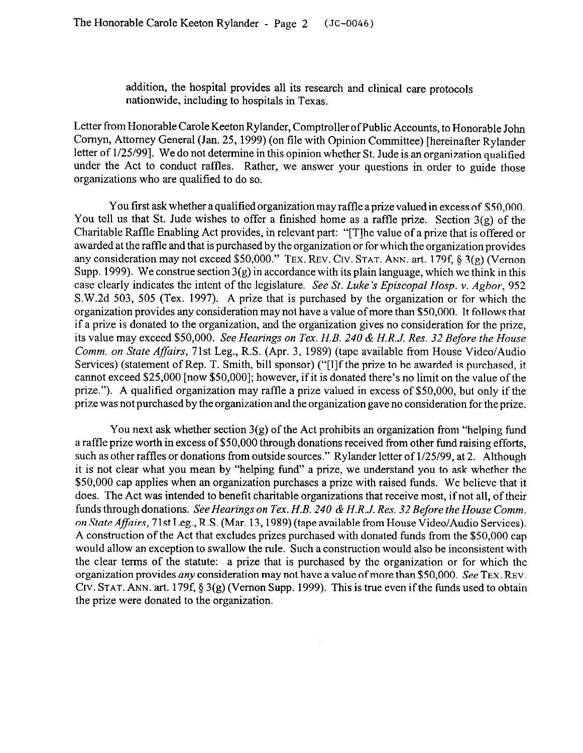> addition, the hospital provides all its research and clinical care protocols nationwide, including to hospitals in Texas.

Letter from Honorable Carole Keeton Rylander, Comptroller of Public Accounts, to Honorable John Cornyn, Attorney General (Jan. 25, 1999) (on file with Opinion Committee) [hereinafter Rylander letter of 1/25/99]. We do not determine in this opinion whether St. Jude is an organization qualified under the Act to conduct raffles. Rather, we answer your questions in order to guide those organizations who are qualified to do so.

You first ask whether a qualified organization may raffle a prize valued in excess of $50,000. You tell us that St. Jude wishes to offer a finished home as a raffle prize. Section 3(g) of the Charitable Raffle Enabling Act provides, in relevant part: "[T]he value of a prize that is offered or awarded at the raffle and that is purchased by the organization or for which the organization provides any consideration may not exceed $50,000." TEX. REV. CIV. STAT. ANN. art. 179f, § 3(g) (Vernon Supp. 1999). We construe section 3(g) in accordance with its plain language, which we think in this case clearly indicates the intent of the legislature. *See St. Luke's Episcopal Hosp. v. Agbor*, 952 S.W.2d 503, 505 (Tex. 1997). A prize that is purchased by the organization or for which the organization provides any consideration may not have a value of more than $50,000. It follows that if a prize is donated to the organization, and the organization gives no consideration for the prize, its value may exceed $50,000. *See Hearings on Tex. H.B. 240 & H.R.J. Res. 32 Before the House Comm. on State Affairs*, 71st Leg., R.S. (Apr. 3, 1989) (tape available from House Video/Audio Services) (statement of Rep. T. Smith, bill sponsor) ("[I]f the prize to be awarded is purchased, it cannot exceed $25,000 [now $50,000]; however, if it is donated there's no limit on the value of the prize."). A qualified organization may raffle a prize valued in excess of $50,000, but only if the prize was not purchased by the organization and the organization gave no consideration for the prize.

You next ask whether section 3(g) of the Act prohibits an organization from "helping fund a raffle prize worth in excess of $50,000 through donations received from other fund raising efforts, such as other raffles or donations from outside sources." Rylander letter of 1/25/99, at 2. Although it is not clear what you mean by "helping fund" a prize, we understand you to ask whether the $50,000 cap applies when an organization purchases a prize with raised funds. We believe that it does. The Act was intended to benefit charitable organizations that receive most, if not all, of their funds through donations. *See Hearings on Tex. H.B. 240 & H.R.J. Res. 32 Before the House Comm. on State Affairs*, 71st Leg., R.S. (Mar. 13, 1989) (tape available from House Video/Audio Services). A construction of the Act that excludes prizes purchased with donated funds from the $50,000 cap would allow an exception to swallow the rule. Such a construction would also be inconsistent with the clear terms of the statute: a prize that is purchased by the organization or for which the organization provides *any* consideration may not have a value of more than $50,000. *See* TEX. REV. CIV. STAT. ANN. art. 179f, § 3(g) (Vernon Supp. 1999). This is true even if the funds used to obtain the prize were donated to the organization.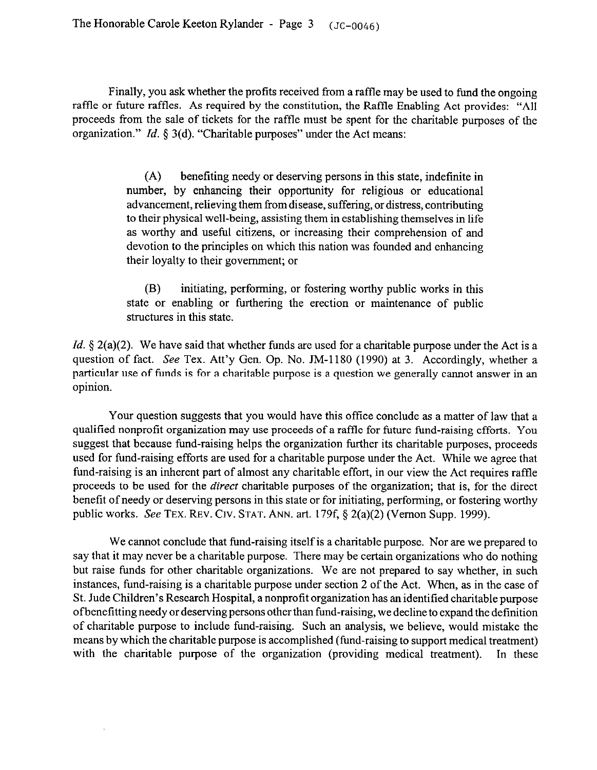Finally, you ask whether the profits received from a raffle may be used to fund the ongoing raffle or future raffles. As required by the constitution, the Raffle Enabling Act provides: "All proceeds from the sale of tickets for the raffle must be spent for the charitable purposes of the organization." *Id.* § 3(d). "Charitable purposes" under the Act means:

> (A) benefiting needy or deserving persons in this state, indefinite in number, by enhancing their opportunity for religious or educational advancement, relieving them from disease, suffering, or distress, contributing to their physical well-being, assisting them in establishing themselves in life as worthy and useful citizens, or increasing their comprehension of and devotion to the principles on which this nation was founded and enhancing their loyalty to their government; or
>
> (B) initiating, performing, or fostering worthy public works in this state or enabling or furthering the erection or maintenance of public structures in this state.

*Id.* § 2(a)(2). We have said that whether funds are used for a charitable purpose under the Act is a question of fact. *See* Tex. Att'y Gen. Op. No. JM-1180 (1990) at 3. Accordingly, whether a particular use of funds is for a charitable purpose is a question we generally cannot answer in an opinion.

Your question suggests that you would have this office conclude as a matter of law that a qualified nonprofit organization may use proceeds of a raffle for future fund-raising efforts. You suggest that because fund-raising helps the organization further its charitable purposes, proceeds used for fund-raising efforts are used for a charitable purpose under the Act. While we agree that fund-raising is an inherent part of almost any charitable effort, in our view the Act requires raffle proceeds to be used for the *direct* charitable purposes of the organization; that is, for the direct benefit of needy or deserving persons in this state or for initiating, performing, or fostering worthy public works. *See* TEX. REV. CIV. STAT. ANN. art. 179f, § 2(a)(2) (Vernon Supp. 1999).

We cannot conclude that fund-raising itself is a charitable purpose. Nor are we prepared to say that it may never be a charitable purpose. There may be certain organizations who do nothing but raise funds for other charitable organizations. We are not prepared to say whether, in such instances, fund-raising is a charitable purpose under section 2 of the Act. When, as in the case of St. Jude Children's Research Hospital, a nonprofit organization has an identified charitable purpose of benefitting needy or deserving persons other than fund-raising, we decline to expand the definition of charitable purpose to include fund-raising. Such an analysis, we believe, would mistake the means by which the charitable purpose is accomplished (fund-raising to support medical treatment) with the charitable purpose of the organization (providing medical treatment). In these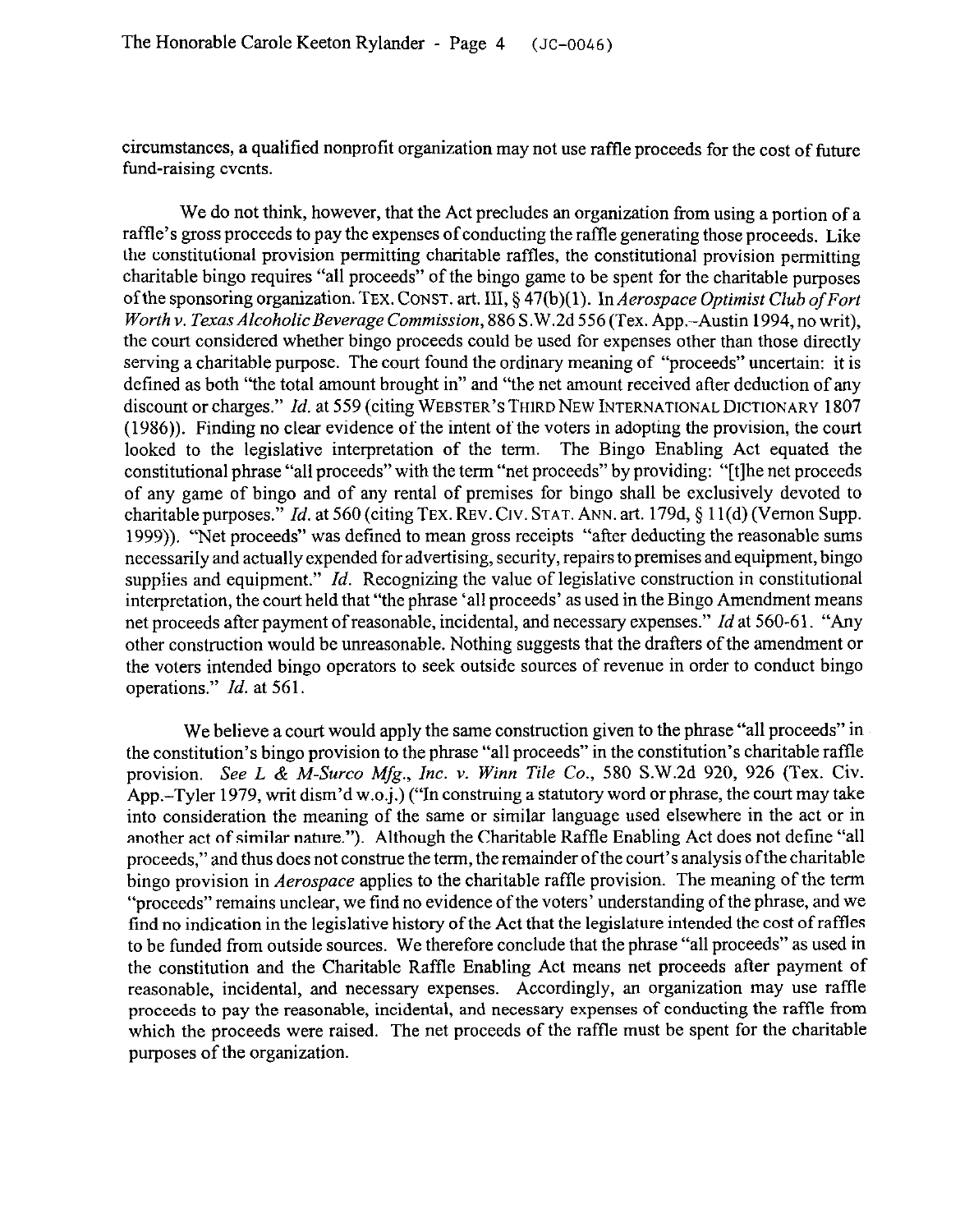circumstances, a qualified nonprofit organization may not use raffle proceeds for the cost of future fund-raising events.

We do not think, however, that the Act precludes an organization from using a portion of a raffle's gross proceeds to pay the expenses of conducting the raffle generating those proceeds. Like the constitutional provision permitting charitable raffles, the constitutional provision permitting charitable bingo requires "all proceeds" of the bingo game to be spent for the charitable purposes of the sponsoring organization. TEX. CONST. art. III, § 47(b)(1). In *Aerospace Optimist Club of Fort Worth v. Texas Alcoholic Beverage Commission*, 886 S.W.2d 556 (Tex. App.–Austin 1994, no writ), the court considered whether bingo proceeds could be used for expenses other than those directly serving a charitable purpose. The court found the ordinary meaning of "proceeds" uncertain: it is defined as both "the total amount brought in" and "the net amount received after deduction of any discount or charges." *Id.* at 559 (citing WEBSTER'S THIRD NEW INTERNATIONAL DICTIONARY 1807 (1986)). Finding no clear evidence of the intent of the voters in adopting the provision, the court looked to the legislative interpretation of the term. The Bingo Enabling Act equated the constitutional phrase "all proceeds" with the term "net proceeds" by providing: "[t]he net proceeds of any game of bingo and of any rental of premises for bingo shall be exclusively devoted to charitable purposes." *Id.* at 560 (citing TEX. REV. CIV. STAT. ANN. art. 179d, § 11(d) (Vernon Supp. 1999)). "Net proceeds" was defined to mean gross receipts "after deducting the reasonable sums necessarily and actually expended for advertising, security, repairs to premises and equipment, bingo supplies and equipment." *Id.* Recognizing the value of legislative construction in constitutional interpretation, the court held that "the phrase 'all proceeds' as used in the Bingo Amendment means net proceeds after payment of reasonable, incidental, and necessary expenses." *Id* at 560-61. "Any other construction would be unreasonable. Nothing suggests that the drafters of the amendment or the voters intended bingo operators to seek outside sources of revenue in order to conduct bingo operations." *Id.* at 561.

We believe a court would apply the same construction given to the phrase "all proceeds" in the constitution's bingo provision to the phrase "all proceeds" in the constitution's charitable raffle provision. *See L & M-Surco Mfg., Inc. v. Winn Tile Co.*, 580 S.W.2d 920, 926 (Tex. Civ. App.–Tyler 1979, writ dism'd w.o.j.) ("In construing a statutory word or phrase, the court may take into consideration the meaning of the same or similar language used elsewhere in the act or in another act of similar nature."). Although the Charitable Raffle Enabling Act does not define "all proceeds," and thus does not construe the term, the remainder of the court's analysis of the charitable bingo provision in *Aerospace* applies to the charitable raffle provision. The meaning of the term "proceeds" remains unclear, we find no evidence of the voters' understanding of the phrase, and we find no indication in the legislative history of the Act that the legislature intended the cost of raffles to be funded from outside sources. We therefore conclude that the phrase "all proceeds" as used in the constitution and the Charitable Raffle Enabling Act means net proceeds after payment of reasonable, incidental, and necessary expenses. Accordingly, an organization may use raffle proceeds to pay the reasonable, incidental, and necessary expenses of conducting the raffle from which the proceeds were raised. The net proceeds of the raffle must be spent for the charitable purposes of the organization.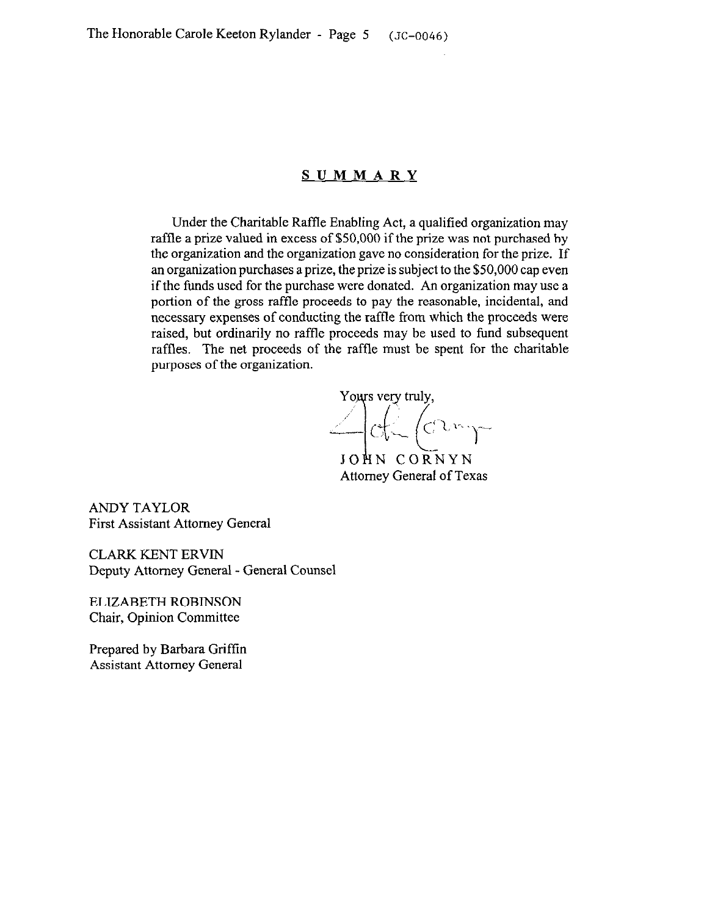## SUMMARY

Under the Charitable Raffle Enabling Act, a qualified organization may raffle a prize valued in excess of $50,000 if the prize was not purchased by the organization and the organization gave no consideration for the prize. If an organization purchases a prize, the prize is subject to the $50,000 cap even if the funds used for the purchase were donated. An organization may use a portion of the gross raffle proceeds to pay the reasonable, incidental, and necessary expenses of conducting the raffle from which the proceeds were raised, but ordinarily no raffle proceeds may be used to fund subsequent raffles. The net proceeds of the raffle must be spent for the charitable purposes of the organization.

Yours very truly,

JOHN CORNYN
Attorney General of Texas

ANDY TAYLOR
First Assistant Attorney General

CLARK KENT ERVIN
Deputy Attorney General - General Counsel

ELIZABETH ROBINSON
Chair, Opinion Committee

Prepared by Barbara Griffin
Assistant Attorney General